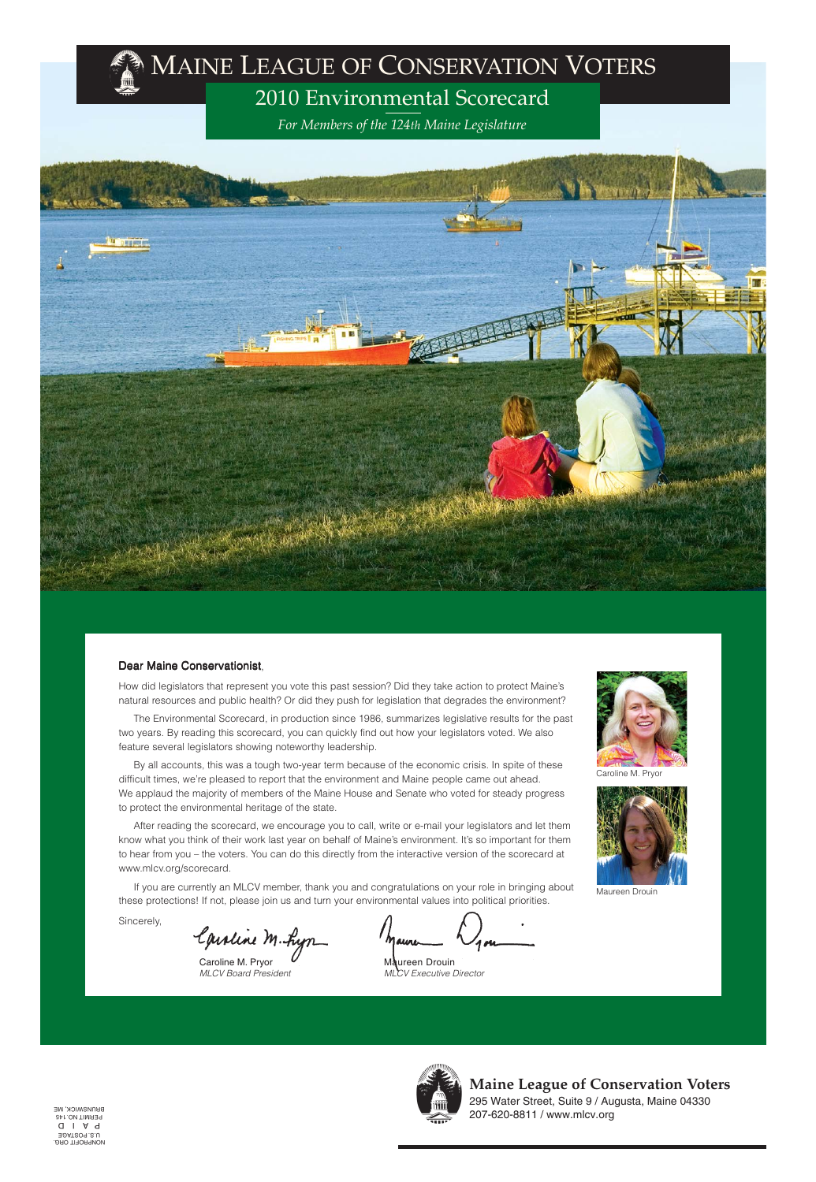# Maine League of Conservation Voters

## 2010 Environmental Scorecard

*For Members of the 124th Maine Legislature*

**Dear Maine Conservationist**,

How did legislators that represent you vote this past session? Did they take action to protect Maine's natural resources and public health? Or did they push for legislation that degrades the environment?

The Environmental Scorecard, in production since 1986, summarizes legislative results for the past two years. By reading this scorecard, you can quickly find out how your legislators voted. We also feature several legislators showing noteworthy leadership.

By all accounts, this was a tough two-year term because of the economic crisis. In spite of these difficult times, we're pleased to report that the environment and Maine people came out ahead. We applaud the majority of members of the Maine House and Senate who voted for steady progress to protect the environmental heritage of the state.

After reading the scorecard, we encourage you to call, write or e-mail your legislators and let them know what you think of their work last year on behalf of Maine's environment. It's so important for them to hear from you – the voters. You can do this directly from the interactive version of the scorecard at www.mlcv.org/scorecard.

If you are currently an MLCV member, thank you and congratulations on your role in bringing about these protections! If not, please join us and turn your environmental values into political priorities.

Sincerely,

Caroline M. Pryor
*MLCV Board President*

Maureen Drouin
*MLCV Executive Director*

Caroline M. Pryor

Maureen Drouin

**Maine League of Conservation Voters**
295 Water Street, Suite 9 / Augusta, Maine 04330
207-620-8811 / www.mlcv.org

NONPROFIT ORG.
U.S. POSTAGE
PAID
PERMIT NO. 145
BRUNSWICK, ME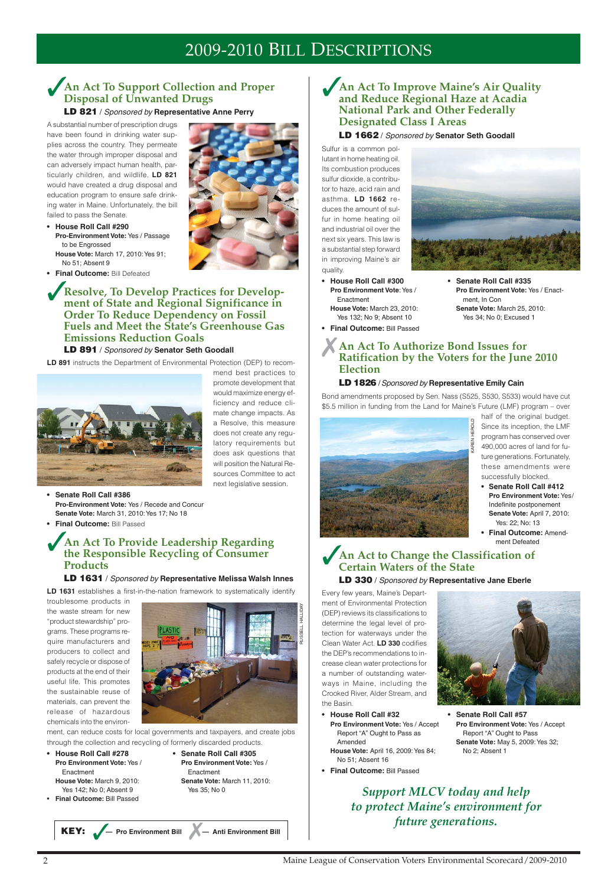# 2009-2010 Bill Descriptions

## ✓ An Act To Support Collection and Proper Disposal of Unwanted Drugs

**LD 821** / *Sponsored by* **Representative Anne Perry**

A substantial number of prescription drugs have been found in drinking water supplies across the country. They permeate the water through improper disposal and can adversely impact human health, particularly children, and wildlife. **LD 821** would have created a drug disposal and education program to ensure safe drinking water in Maine. Unfortunately, the bill failed to pass the Senate.

- **House Roll Call #290**
  **Pro-Environment Vote:** Yes / Passage to be Engrossed
  **House Vote:** March 17, 2010: Yes 91; No 51; Absent 9
- **Final Outcome:** Bill Defeated

## ✓ Resolve, To Develop Practices for Development of State and Regional Significance in Order To Reduce Dependency on Fossil Fuels and Meet the State's Greenhouse Gas Emissions Reduction Goals

**LD 891** / *Sponsored by* **Senator Seth Goodall**

**LD 891** instructs the Department of Environmental Protection (DEP) to recommend best practices to promote development that would maximize energy efficiency and reduce climate change impacts. As a Resolve, this measure does not create any regulatory requirements but does ask questions that will position the Natural Resources Committee to act next legislative session.

- **Senate Roll Call #386**
  **Pro-Environment Vote:** Yes / Recede and Concur
  **Senate Vote:** March 31, 2010: Yes 17; No 18
- **Final Outcome:** Bill Passed

## ✓ An Act To Provide Leadership Regarding the Responsible Recycling of Consumer Products

**LD 1631** / *Sponsored by* **Representative Melissa Walsh Innes**

**LD 1631** establishes a first-in-the-nation framework to systematically identify troublesome products in the waste stream for new "product stewardship" programs. These programs require manufacturers and producers to collect and safely recycle or dispose of products at the end of their useful life. This promotes the sustainable reuse of materials, can prevent the release of hazardous chemicals into the environment, can reduce costs for local governments and taxpayers, and create jobs through the collection and recycling of formerly discarded products.

RUSSELL HALLIDAY

- **House Roll Call #278**
  **Pro Environment Vote:** Yes / Enactment
  **House Vote:** March 9, 2010: Yes 142; No 0; Absent 9
- **Senate Roll Call #305**
  **Pro Environment Vote:** Yes / Enactment
  **Senate Vote:** March 11, 2010: Yes 35; No 0
- **Final Outcome:** Bill Passed

**KEY:** ✓ — **Pro Environment Bill** ✗ — **Anti Environment Bill**

## ✓ An Act To Improve Maine's Air Quality and Reduce Regional Haze at Acadia National Park and Other Federally Designated Class I Areas

**LD 1662** / *Sponsored by* **Senator Seth Goodall**

Sulfur is a common pollutant in home heating oil. Its combustion produces sulfur dioxide, a contributor to haze, acid rain and asthma. **LD 1662** reduces the amount of sulfur in home heating oil and industrial oil over the next six years. This law is a substantial step forward in improving Maine's air quality.

- **House Roll Call #300**
  **Pro Environment Vote:** Yes / Enactment
  **House Vote:** March 23, 2010: Yes 132; No 9; Absent 10
- **Senate Roll Call #335**
  **Pro Environment Vote:** Yes / Enactment, In Con
  **Senate Vote:** March 25, 2010: Yes 34; No 0; Excused 1
- **Final Outcome:** Bill Passed

## ✗ An Act To Authorize Bond Issues for Ratification by the Voters for the June 2010 Election

**LD 1826** / *Sponsored by* **Representative Emily Cain**

Bond amendments proposed by Sen. Nass (S525, S530, S533) would have cut $5.5 million in funding from the Land for Maine's Future (LMF) program – over half of the original budget. Since its inception, the LMF program has conserved over 490,000 acres of land for future generations. Fortunately, these amendments were successfully blocked.

KAREN HEROLD

- **Senate Roll Call #412**
  **Pro Environment Vote:** Yes/ Indefinite postponement
  **Senate Vote:** April 7, 2010: Yes: 22; No: 13
- **Final Outcome:** Amendment Defeated

## ✓ An Act to Change the Classification of Certain Waters of the State

**LD 330** / *Sponsored by* **Representative Jane Eberle**

Every few years, Maine's Department of Environmental Protection (DEP) reviews its classifications to determine the legal level of protection for waterways under the Clean Water Act. **LD 330** codifies the DEP's recommendations to increase clean water protections for a number of outstanding waterways in Maine, including the Crooked River, Alder Stream, and the Basin.

- **House Roll Call #32**
  **Pro Environment Vote:** Yes / Accept Report "A" Ought to Pass as Amended
  **House Vote:** April 16, 2009: Yes 84; No 51; Absent 16
- **Senate Roll Call #57**
  **Pro Environment Vote:** Yes / Accept Report "A" Ought to Pass
  **Senate Vote:** May 5, 2009: Yes 32; No 2; Absent 1
- **Final Outcome:** Bill Passed

*Support MLCV today and help to protect Maine's environment for future generations.*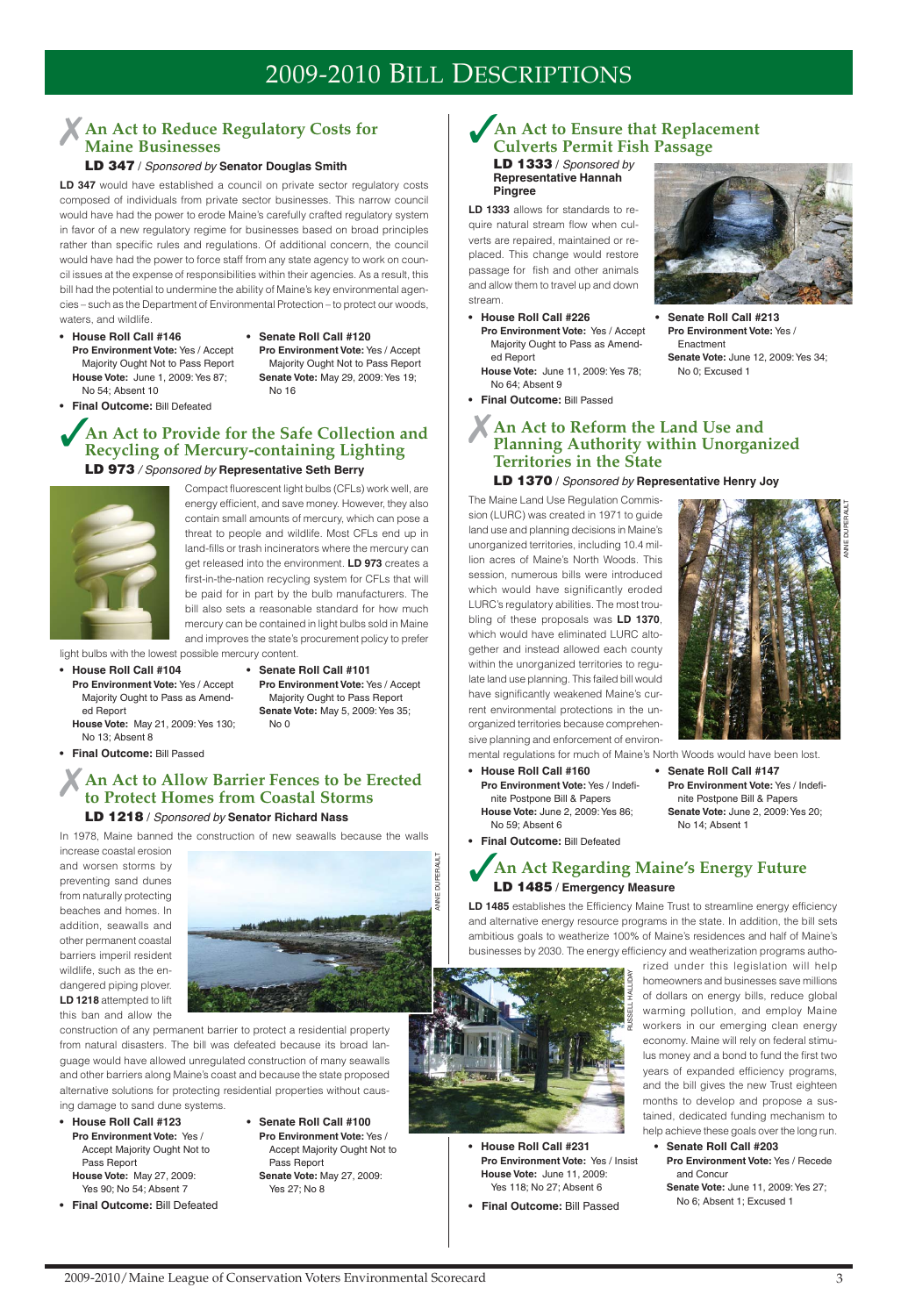# 2009-2010 Bill Descriptions

## ✗ An Act to Reduce Regulatory Costs for Maine Businesses

**LD 347** / *Sponsored by* **Senator Douglas Smith**

**LD 347** would have established a council on private sector regulatory costs composed of individuals from private sector businesses. This narrow council would have had the power to erode Maine's carefully crafted regulatory system in favor of a new regulatory regime for businesses based on broad principles rather than specific rules and regulations. Of additional concern, the council would have had the power to force staff from any state agency to work on council issues at the expense of responsibilities within their agencies. As a result, this bill had the potential to undermine the ability of Maine's key environmental agencies – such as the Department of Environmental Protection – to protect our woods, waters, and wildlife.

- **House Roll Call #146**
  **Pro Environment Vote:** Yes / Accept Majority Ought Not to Pass Report
  **House Vote:** June 1, 2009: Yes 87; No 54; Absent 10
- **Senate Roll Call #120**
  **Pro Environment Vote:** Yes / Accept Majority Ought Not to Pass Report
  **Senate Vote:** May 29, 2009: Yes 19; No 16
- **Final Outcome:** Bill Defeated

## ✓ An Act to Provide for the Safe Collection and Recycling of Mercury-containing Lighting

**LD 973** / *Sponsored by* **Representative Seth Berry**

Compact fluorescent light bulbs (CFLs) work well, are energy efficient, and save money. However, they also contain small amounts of mercury, which can pose a threat to people and wildlife. Most CFLs end up in land-fills or trash incinerators where the mercury can get released into the environment. **LD 973** creates a first-in-the-nation recycling system for CFLs that will be paid for in part by the bulb manufacturers. The bill also sets a reasonable standard for how much mercury can be contained in light bulbs sold in Maine and improves the state's procurement policy to prefer light bulbs with the lowest possible mercury content.

- **House Roll Call #104**
  **Pro Environment Vote:** Yes / Accept Majority Ought to Pass as Amended Report
  **House Vote:** May 21, 2009: Yes 130; No 13; Absent 8
- **Senate Roll Call #101**
  **Pro Environment Vote:** Yes / Accept Majority Ought to Pass Report
  **Senate Vote:** May 5, 2009: Yes 35; No 0
- **Final Outcome:** Bill Passed

## ✗ An Act to Allow Barrier Fences to be Erected to Protect Homes from Coastal Storms

**LD 1218** / *Sponsored by* **Senator Richard Nass**

In 1978, Maine banned the construction of new seawalls because the walls increase coastal erosion and worsen storms by preventing sand dunes from naturally protecting beaches and homes. In addition, seawalls and other permanent coastal barriers imperil resident wildlife, such as the endangered piping plover. **LD 1218** attempted to lift this ban and allow the construction of any permanent barrier to protect a residential property from natural disasters. The bill was defeated because its broad language would have allowed unregulated construction of many seawalls and other barriers along Maine's coast and because the state proposed alternative solutions for protecting residential properties without causing damage to sand dune systems.

ANNIE DUPERAULT

- **House Roll Call #123**
  **Pro Environment Vote:** Yes / Accept Majority Ought Not to Pass Report
  **House Vote:** May 27, 2009: Yes 90; No 54; Absent 7
- **Senate Roll Call #100**
  **Pro Environment Vote:** Yes / Accept Majority Ought Not to Pass Report
  **Senate Vote:** May 27, 2009: Yes 27; No 8
- **Final Outcome:** Bill Defeated

## ✓ An Act to Ensure that Replacement Culverts Permit Fish Passage

**LD 1333** / *Sponsored by* **Representative Hannah Pingree**

**LD 1333** allows for standards to require natural stream flow when culverts are repaired, maintained or replaced. This change would restore passage for fish and other animals and allow them to travel up and down stream.

- **House Roll Call #226**
  **Pro Environment Vote:** Yes / Accept Majority Ought to Pass as Amended Report
  **House Vote:** June 11, 2009: Yes 78; No 64; Absent 9
- **Senate Roll Call #213**
  **Pro Environment Vote:** Yes / Enactment
  **Senate Vote:** June 12, 2009: Yes 34; No 0; Excused 1
- **Final Outcome:** Bill Passed

## ✗ An Act to Reform the Land Use and Planning Authority within Unorganized Territories in the State

**LD 1370** / *Sponsored by* **Representative Henry Joy**

The Maine Land Use Regulation Commission (LURC) was created in 1971 to guide land use and planning decisions in Maine's unorganized territories, including 10.4 million acres of Maine's North Woods. This session, numerous bills were introduced which would have significantly eroded LURC's regulatory abilities. The most troubling of these proposals was **LD 1370**, which would have eliminated LURC altogether and instead allowed each county within the unorganized territories to regulate land use planning. This failed bill would have significantly weakened Maine's current environmental protections in the unorganized territories because comprehensive planning and enforcement of environmental regulations for much of Maine's North Woods would have been lost.

ANNIE DUPERAULT

- **House Roll Call #160**
  **Pro Environment Vote:** Yes / Indefinite Postpone Bill & Papers
  **House Vote:** June 2, 2009: Yes 86; No 59; Absent 6
- **Senate Roll Call #147**
  **Pro Environment Vote:** Yes / Indefinite Postpone Bill & Papers
  **Senate Vote:** June 2, 2009: Yes 20; No 14; Absent 1
- **Final Outcome:** Bill Defeated

## ✓ An Act Regarding Maine's Energy Future

**LD 1485** / **Emergency Measure**

**LD 1485** establishes the Efficiency Maine Trust to streamline energy efficiency and alternative energy resource programs in the state. In addition, the bill sets ambitious goals to weatherize 100% of Maine's residences and half of Maine's businesses by 2030. The energy efficiency and weatherization programs authorized under this legislation will help homeowners and businesses save millions of dollars on energy bills, reduce global warming pollution, and employ Maine workers in our emerging clean energy economy. Maine will rely on federal stimulus money and a bond to fund the first two years of expanded efficiency programs, and the bill gives the new Trust eighteen months to develop and propose a sustained, dedicated funding mechanism to help achieve these goals over the long run.

RUSSELL HALLIDAY

- **House Roll Call #231**
  **Pro Environment Vote:** Yes / Insist
  **House Vote:** June 11, 2009: Yes 118; No 27; Absent 6
- **Senate Roll Call #203**
  **Pro Environment Vote:** Yes / Recede and Concur
  **Senate Vote:** June 11, 2009: Yes 27; No 6; Absent 1; Excused 1
- **Final Outcome:** Bill Passed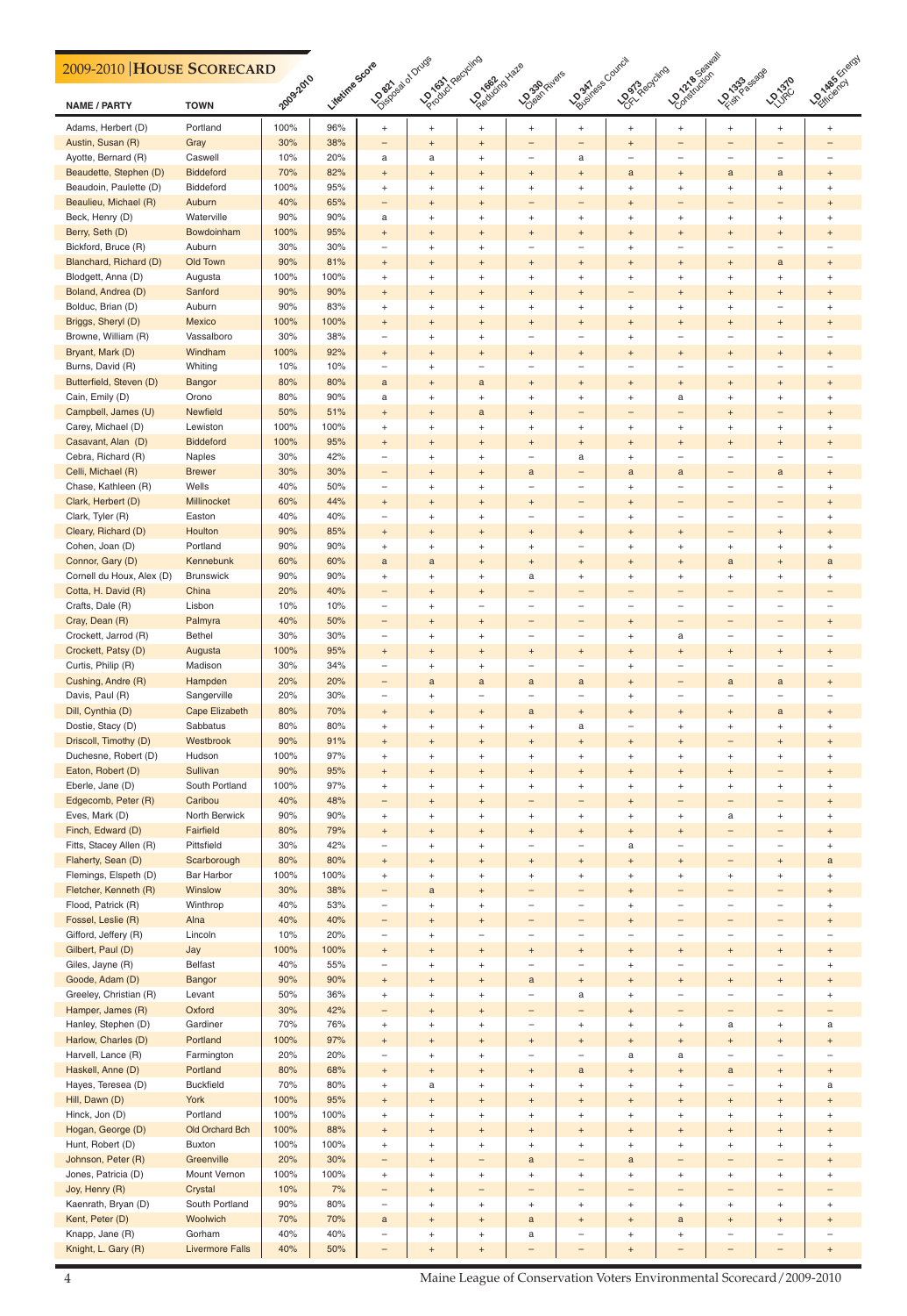## 2009-2010 | House Scorecard

| NAME / PARTY | TOWN | 2009-2010 | Lifetime Score | LD 821 Disposal of Drugs | LD 1631 Product Recycling | LD 1662 Reducing Haze | LD 330 Clean Rivers | LD 347 Business Council | LD 973 CFL Recycling | LD 1218 Seawall Construction | LD 1333 Fish Passage | LD 1370 LURC | LD 1485 Energy Efficiency |
|---|---|---|---|---|---|---|---|---|---|---|---|---|---|
| Adams, Herbert (D) | Portland | 100% | 96% | + | + | + | + | + | + | + | + | + | + |
| Austin, Susan (R) | Gray | 30% | 38% | – | + | + | – | – | + | – | – | – | – |
| Ayotte, Bernard (R) | Caswell | 10% | 20% | a | a | + | – | a | – | – | – | – | – |
| Beaudette, Stephen (D) | Biddeford | 70% | 82% | + | + | + | + | + | a | + | a | a | + |
| Beaudoin, Paulette (D) | Biddeford | 100% | 95% | + | + | + | + | + | + | + | + | + | + |
| Beaulieu, Michael (R) | Auburn | 40% | 65% | – | + | + | – | – | + | – | – | – | + |
| Beck, Henry (D) | Waterville | 90% | 90% | a | + | + | + | + | + | + | + | + | + |
| Berry, Seth (D) | Bowdoinham | 100% | 95% | + | + | + | + | + | + | + | + | + | + |
| Bickford, Bruce (R) | Auburn | 30% | 30% | – | + | + | – | – | + | – | – | – | – |
| Blanchard, Richard (D) | Old Town | 90% | 81% | + | + | + | + | + | + | + | + | a | + |
| Blodgett, Anna (D) | Augusta | 100% | 100% | + | + | + | + | + | + | + | + | + | + |
| Boland, Andrea (D) | Sanford | 90% | 90% | + | + | + | + | + | – | + | + | + | + |
| Bolduc, Brian (D) | Auburn | 90% | 83% | + | + | + | + | + | + | + | + | – | + |
| Briggs, Sheryl (D) | Mexico | 100% | 100% | + | + | + | + | + | + | + | + | + | + |
| Browne, William (R) | Vassalboro | 30% | 38% | – | + | + | – | – | + | – | – | – | – |
| Bryant, Mark (D) | Windham | 100% | 92% | + | + | + | + | + | + | + | + | + | + |
| Burns, David (R) | Whiting | 10% | 10% | – | + | – | – | – | – | – | – | – | – |
| Butterfield, Steven (D) | Bangor | 80% | 80% | a | + | a | + | + | + | + | + | + | + |
| Cain, Emily (D) | Orono | 80% | 90% | a | + | + | + | + | + | a | + | + | + |
| Campbell, James (U) | Newfield | 50% | 51% | + | + | a | + | – | – | – | + | – | + |
| Carey, Michael (D) | Lewiston | 100% | 100% | + | + | + | + | + | + | + | + | + | + |
| Casavant, Alan (D) | Biddeford | 100% | 95% | + | + | + | + | + | + | + | + | + | + |
| Cebra, Richard (R) | Naples | 30% | 42% | – | + | + | – | a | + | – | – | – | – |
| Celli, Michael (R) | Brewer | 30% | 30% | – | + | + | a | – | a | a | – | a | + |
| Chase, Kathleen (R) | Wells | 40% | 50% | – | + | + | – | – | + | – | – | – | + |
| Clark, Herbert (D) | Millinocket | 60% | 44% | + | + | + | + | – | + | – | – | – | + |
| Clark, Tyler (R) | Easton | 40% | 40% | – | + | + | – | – | + | – | – | – | + |
| Cleary, Richard (D) | Houlton | 90% | 85% | + | + | + | + | + | + | + | – | + | + |
| Cohen, Joan (D) | Portland | 90% | 90% | + | + | + | + | – | + | + | + | + | + |
| Connor, Gary (D) | Kennebunk | 60% | 60% | a | a | + | + | + | + | + | a | + | a |
| Cornell du Houx, Alex (D) | Brunswick | 90% | 90% | + | + | + | a | + | + | + | + | + | + |
| Cotta, H. David (R) | China | 20% | 40% | – | + | + | – | – | – | – | – | – | – |
| Crafts, Dale (R) | Lisbon | 10% | 10% | – | + | – | – | – | – | – | – | – | – |
| Cray, Dean (R) | Palmyra | 40% | 50% | – | + | + | – | – | + | – | – | – | + |
| Crockett, Jarrod (R) | Bethel | 30% | 30% | – | + | + | – | – | + | a | – | – | – |
| Crockett, Patsy (D) | Augusta | 100% | 95% | + | + | + | + | + | + | + | + | + | + |
| Curtis, Philip (R) | Madison | 30% | 34% | – | + | + | – | – | + | – | – | – | – |
| Cushing, Andre (R) | Hampden | 20% | 20% | – | a | a | a | a | + | – | a | a | + |
| Davis, Paul (R) | Sangerville | 20% | 30% | – | + | – | – | – | + | – | – | – | – |
| Dill, Cynthia (D) | Cape Elizabeth | 80% | 70% | + | + | + | a | + | + | + | + | a | + |
| Dostie, Stacy (D) | Sabbatus | 80% | 80% | + | + | + | + | a | – | + | + | + | + |
| Driscoll, Timothy (D) | Westbrook | 90% | 91% | + | + | + | + | + | + | + | – | + | + |
| Duchesne, Robert (D) | Hudson | 100% | 97% | + | + | + | + | + | + | + | + | + | + |
| Eaton, Robert (D) | Sullivan | 90% | 95% | + | + | + | + | + | + | + | + | – | + |
| Eberle, Jane (D) | South Portland | 100% | 97% | + | + | + | + | + | + | + | + | + | + |
| Edgecomb, Peter (R) | Caribou | 40% | 48% | – | + | + | – | – | + | – | – | – | + |
| Eves, Mark (D) | North Berwick | 90% | 90% | + | + | + | + | + | + | + | a | + | + |
| Finch, Edward (D) | Fairfield | 80% | 79% | + | + | + | + | + | + | + | – | – | + |
| Fitts, Stacey Allen (R) | Pittsfield | 30% | 42% | – | + | + | – | – | a | – | – | – | + |
| Flaherty, Sean (D) | Scarborough | 80% | 80% | + | + | + | + | + | + | + | – | + | a |
| Flemings, Elspeth (D) | Bar Harbor | 100% | 100% | + | + | + | + | + | + | + | + | + | + |
| Fletcher, Kenneth (R) | Winslow | 30% | 38% | – | a | + | – | – | + | – | – | – | + |
| Flood, Patrick (R) | Winthrop | 40% | 53% | – | + | + | – | – | + | – | – | – | + |
| Fossel, Leslie (R) | Alna | 40% | 40% | – | + | + | – | – | + | – | – | – | + |
| Gifford, Jeffery (R) | Lincoln | 10% | 20% | – | + | – | – | – | – | – | – | – | – |
| Gilbert, Paul (D) | Jay | 100% | 100% | + | + | + | + | + | + | + | + | + | + |
| Giles, Jayne (R) | Belfast | 40% | 55% | – | + | + | – | – | + | – | – | – | + |
| Goode, Adam (D) | Bangor | 90% | 90% | + | + | + | a | + | + | + | + | + | + |
| Greeley, Christian (R) | Levant | 50% | 36% | + | + | + | – | a | + | – | – | – | + |
| Hamper, James (R) | Oxford | 30% | 42% | – | + | + | – | – | + | – | – | – | – |
| Hanley, Stephen (D) | Gardiner | 70% | 76% | + | + | + | – | + | + | + | a | + | a |
| Harlow, Charles (D) | Portland | 100% | 97% | + | + | + | + | + | + | + | + | + | + |
| Harvell, Lance (R) | Farmington | 20% | 20% | – | + | + | – | – | a | a | – | – | – |
| Haskell, Anne (D) | Portland | 80% | 68% | + | + | + | + | a | + | + | a | + | + |
| Hayes, Teresea (D) | Buckfield | 70% | 80% | + | a | + | + | + | + | + | – | + | a |
| Hill, Dawn (D) | York | 100% | 95% | + | + | + | + | + | + | + | + | + | + |
| Hinck, Jon (D) | Portland | 100% | 100% | + | + | + | + | + | + | + | + | + | + |
| Hogan, George (D) | Old Orchard Bch | 100% | 88% | + | + | + | + | + | + | + | + | + | + |
| Hunt, Robert (D) | Buxton | 100% | 100% | + | + | + | + | + | + | + | + | + | + |
| Johnson, Peter (R) | Greenville | 20% | 30% | – | + | – | a | – | a | – | – | – | + |
| Jones, Patricia (D) | Mount Vernon | 100% | 100% | + | + | + | + | + | + | + | + | + | + |
| Joy, Henry (R) | Crystal | 10% | 7% | – | + | – | – | – | – | – | – | – | – |
| Kaenrath, Bryan (D) | South Portland | 90% | 80% | – | + | + | + | + | + | + | + | + | + |
| Kent, Peter (D) | Woolwich | 70% | 70% | a | + | + | a | + | + | a | + | + | + |
| Knapp, Jane (R) | Gorham | 40% | 40% | – | + | + | a | – | + | + | – | – | – |
| Knight, L. Gary (R) | Livermore Falls | 40% | 50% | – | + | + | – | – | + | – | – | – | + |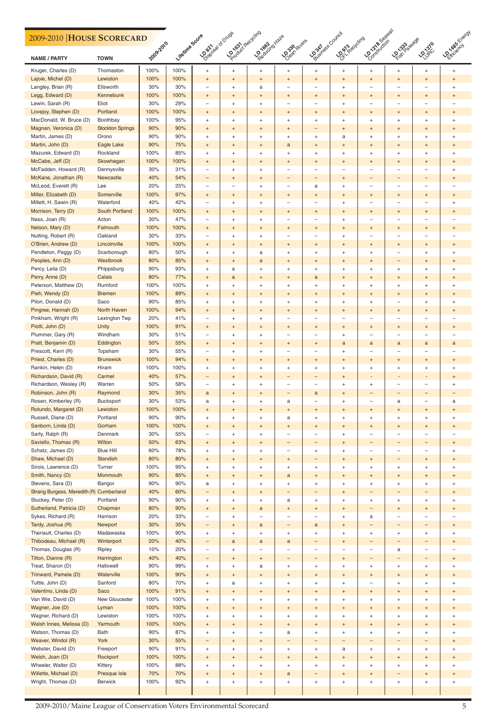# 2009-2010 | HOUSE SCORECARD

| NAME / PARTY | TOWN | 2009-2010 | Lifetime Score | LD 821 Disposal of Drugs | LD 1631 Product Recycling | LD 1662 Reducing Haze | LD 330 Clean Rivers | LD 347 Business Council | LD 973 CFL Recycling | LD 1218 Seawall Construction | LD 1333 Fish Passage | LD 1370 LURC | LD 1485 Energy Efficiency |
|---|---|---|---|---|---|---|---|---|---|---|---|---|---|
| Kruger, Charles (D) | Thomaston | 100% | 100% | + | + | + | + | + | + | + | + | + | + |
| Lajoie, Michel (D) | Lewiston | 100% | 100% | + | + | + | + | + | + | + | + | + | + |
| Langley, Brian (R) | Ellsworth | 30% | 30% | – | + | a | – | – | + | – | – | – | + |
| Legg, Edward (D) | Kennebunk | 100% | 100% | + | + | + | + | + | + | + | + | + | + |
| Lewin, Sarah (R) | Eliot | 30% | 29% | – | + | + | – | – | + | – | – | – | – |
| Lovejoy, Stephen (D) | Portland | 100% | 100% | + | + | + | + | + | + | + | + | + | + |
| MacDonald, W. Bruce (D) | Boothbay | 100% | 95% | + | + | + | + | + | + | + | + | + | + |
| Magnan, Veronica (D) | Stockton Springs | 90% | 90% | + | + | + | + | – | + | + | + | + | + |
| Martin, James (D) | Orono | 90% | 90% | + | + | + | + | + | a | + | + | + | + |
| Martin, John (D) | Eagle Lake | 90% | 75% | + | + | + | a | + | + | + | + | + | + |
| Mazurek, Edward (D) | Rockland | 100% | 85% | + | + | + | + | + | + | + | + | + | + |
| McCabe, Jeff (D) | Skowhegan | 100% | 100% | + | + | + | + | + | + | + | + | + | + |
| McFadden, Howard (R) | Dennysville | 30% | 31% | – | + | + | – | – | – | – | – | – | + |
| McKane, Jonathan (R) | Newcastle | 40% | 54% | – | + | + | – | – | + | – | – | – | + |
| McLeod, Everett (R) | Lee | 20% | 25% | – | – | + | – | a | + | – | – | – | – |
| Miller, Elizabeth (D) | Somerville | 100% | 97% | + | + | + | + | + | + | + | + | + | + |
| Millett, H. Sawin (R) | Waterford | 40% | 42% | – | + | + | – | – | + | – | – | – | + |
| Morrison, Terry (D) | South Portland | 100% | 100% | + | + | + | + | + | + | + | + | + | + |
| Nass, Joan (R) | Acton | 30% | 47% | – | + | + | – | – | + | – | – | – | – |
| Nelson, Mary (D) | Falmouth | 100% | 100% | + | + | + | + | + | + | + | + | + | + |
| Nutting, Robert (R) | Oakland | 30% | 33% | – | + | + | – | – | + | – | – | – | – |
| O'Brien, Andrew (D) | Lincolnville | 100% | 100% | + | + | + | + | + | + | + | + | + | + |
| Pendleton, Peggy (D) | Scarborough | 80% | 50% | + | + | a | + | + | + | + | – | + | + |
| Peoples, Ann (D) | Westbrook | 80% | 85% | + | + | a | + | + | + | + | – | + | + |
| Percy, Leila (D) | Phippsburg | 90% | 93% | + | a | + | + | + | + | + | + | + | + |
| Perry, Anne (D) | Calais | 80% | 77% | + | a | + | + | a | + | + | + | + | + |
| Peterson, Matthew (D) | Rumford | 100% | 100% | + | + | + | + | + | + | + | + | + | + |
| Pieh, Wendy (D) | Bremen | 100% | 89% | + | + | + | + | + | + | + | + | + | + |
| Pilon, Donald (D) | Saco | 90% | 85% | + | + | + | + | + | + | + | – | + | + |
| Pingree, Hannah (D) | North Haven | 100% | 94% | + | + | + | + | + | + | + | + | + | + |
| Pinkham, Wright (R) | Lexington Twp | 20% | 41% | – | + | + | – | – | – | – | – | – | – |
| Piotti, John (D) | Unity | 100% | 91% | + | + | + | + | + | + | + | + | + | + |
| Plummer, Gary (R) | Windham | 30% | 51% | – | + | + | – | – | + | – | – | – | – |
| Pratt, Benjamin (D) | Eddington | 50% | 55% | + | + | + | + | + | a | a | a | a | a |
| Prescott, Kerri (R) | Topsham | 30% | 55% | – | + | + | – | – | + | – | – | – | – |
| Priest, Charles (D) | Brunswick | 100% | 94% | + | + | + | + | + | + | + | + | + | + |
| Rankin, Helen (D) | Hiram | 100% | 100% | + | + | + | + | + | + | + | + | + | + |
| Richardson, David (R) | Carmel | 40% | 57% | – | + | + | – | – | + | - | - | - | + |
| Richardson, Wesley (R) | Warren | 50% | 58% | – | + | + | – | – | + | + | – | – | + |
| Robinson, John (R) | Raymond | 30% | 35% | a | + | + | – | a | + | – | – | – | – |
| Rosen, Kimberley (R) | Bucksport | 30% | 53% | a | + | + | a | – | + | – | a | – | a |
| Rotundo, Margaret (D) | Lewiston | 100% | 100% | + | + | + | + | + | + | + | + | + | + |
| Russell, Diane (D) | Portland | 90% | 90% | + | + | + | a | + | + | + | + | + | + |
| Sanborn, Linda (D) | Gorham | 100% | 100% | + | + | + | + | + | + | + | + | + | + |
| Sarty, Ralph (R) | Denmark | 30% | 55% | – | + | + | – | – | + | – | – | – | – |
| Saviello, Thomas (R) | Wilton | 50% | 63% | + | + | + | – | – | + | – | – | – | + |
| Schatz, James (D) | Blue Hill | 60% | 78% | + | + | + | – | + | + | – | – | – | + |
| Shaw, Michael (D) | Standish | 80% | 80% | + | + | + | + | – | + | + | – | + | + |
| Sirois, Lawrence (D) | Turner | 100% | 95% | + | + | + | + | + | + | + | + | + | + |
| Smith, Nancy (D) | Monmouth | 90% | 85% | + | + | + | a | + | + | + | + | + | + |
| Stevens, Sara (D) | Bangor | 90% | 90% | a | + | + | + | + | + | + | + | + | + |
| Strang Burgess, Meredith (R) | Cumberland | 40% | 60% | – | + | + | – | – | + | – | – | – | + |
| Stuckey, Peter (D) | Portland | 90% | 90% | + | + | + | a | + | + | + | + | + | + |
| Sutherland, Patricia (D) | Chapman | 80% | 90% | + | + | a | + | + | + | – | + | + | + |
| Sykes, Richard (R) | Harrison | 20% | 33% | – | + | – | – | – | + | a | – | – | – |
| Tardy, Joshua (R) | Newport | 30% | 35% | – | + | a | – | a | + | – | – | – | + |
| Theriault, Charles (D) | Madawaska | 100% | 90% | + | + | + | + | + | + | + | + | + | + |
| Thibodeau, Michael (R) | Winterport | 20% | 40% | – | a | a | a | – | + | – | – | – | + |
| Thomas, Douglas (R) | Ripley | 10% | 20% | – | + | – | – | – | – | – | a | – | – |
| Tilton, Dianne (R) | Harrington | 40% | 40% | – | + | + | – | – | + | – | – | – | + |
| Treat, Sharon (D) | Hallowell | 90% | 99% | + | + | a | + | + | + | + | + | + | + |
| Trinward, Pamela (D) | Waterville | 100% | 90% | + | + | + | + | + | + | + | + | + | + |
| Tuttle, John (D) | Sanford | 80% | 70% | + | a | + | + | + | + | – | + | + | + |
| Valentino, Linda (D) | Saco | 100% | 91% | + | + | + | + | + | + | + | + | + | + |
| Van Wie, David (D) | New Gloucester | 100% | 100% | + | + | + | + | + | + | + | + | + | + |
| Wagner, Joe (D) | Lyman | 100% | 100% | + | + | + | + | + | + | + | + | + | + |
| Wagner, Richard (D) | Lewiston | 100% | 100% | + | + | + | + | + | + | + | + | + | + |
| Walsh Innes, Melissa (D) | Yarmouth | 100% | 100% | + | + | + | + | + | + | + | + | + | + |
| Watson, Thomas (D) | Bath | 90% | 87% | + | + | + | a | + | + | + | + | + | + |
| Weaver, Windol (R) | York | 30% | 55% | – | + | + | – | – | – | – | – | – | + |
| Webster, David (D) | Freeport | 90% | 91% | + | + | + | + | + | a | + | + | + | + |
| Welsh, Joan (D) | Rockport | 100% | 100% | + | + | + | + | + | + | + | + | + | + |
| Wheeler, Walter (D) | Kittery | 100% | 88% | + | + | + | + | + | + | + | + | + | + |
| Willette, Michael (D) | Presque Isle | 70% | 70% | + | + | + | a | – | + | + | – | + | + |
| Wright, Thomas (D) | Berwick | 100% | 92% | + | + | + | + | + | + | + | + | + | + |

2009-2010/Maine League of Conservation Voters Environmental Scorecard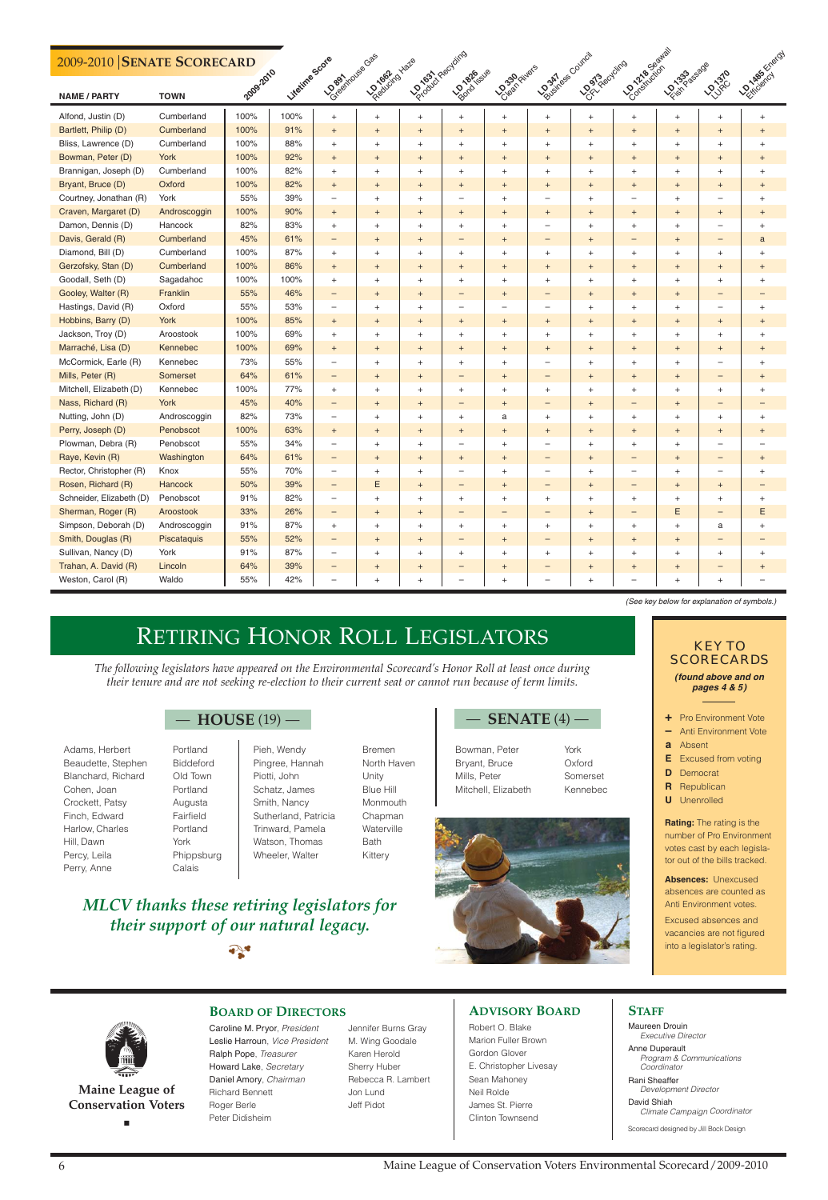## 2009-2010 | SENATE SCORECARD

| NAME / PARTY | TOWN | 2009-2010 | Lifetime Score | LD 891 Greenhouse Gas | LD 1662 Reducing Haze | LD 1631 Product Recycling | LD 1826 Bond Issue | LD 330 Clean Rivers | LD 347 Business Council | LD 973 CFL Recycling | LD 1218 Seawall Construction | LD 1333 Fish Passage | LD 1370 LURC | LD 1485 Energy Efficiency |
|---|---|---|---|---|---|---|---|---|---|---|---|---|---|---|
| Alfond, Justin (D) | Cumberland | 100% | 100% | + | + | + | + | + | + | + | + | + | + | + |
| Bartlett, Philip (D) | Cumberland | 100% | 91% | + | + | + | + | + | + | + | + | + | + | + |
| Bliss, Lawrence (D) | Cumberland | 100% | 88% | + | + | + | + | + | + | + | + | + | + | + |
| Bowman, Peter (D) | York | 100% | 92% | + | + | + | + | + | + | + | + | + | + | + |
| Brannigan, Joseph (D) | Cumberland | 100% | 82% | + | + | + | + | + | + | + | + | + | + | + |
| Bryant, Bruce (D) | Oxford | 100% | 82% | + | + | + | + | + | + | + | + | + | + | + |
| Courtney, Jonathan (R) | York | 55% | 39% | – | + | + | – | + | – | + | – | + | – | + |
| Craven, Margaret (D) | Androscoggin | 100% | 90% | + | + | + | + | + | + | + | + | + | + | + |
| Damon, Dennis (D) | Hancock | 82% | 83% | + | + | + | + | + | – | + | + | + | – | + |
| Davis, Gerald (R) | Cumberland | 45% | 61% | – | + | + | – | + | – | + | – | + | – | a |
| Diamond, Bill (D) | Cumberland | 100% | 87% | + | + | + | + | + | + | + | + | + | + | + |
| Gerzofsky, Stan (D) | Cumberland | 100% | 86% | + | + | + | + | + | + | + | + | + | + | + |
| Goodall, Seth (D) | Sagadahoc | 100% | 100% | + | + | + | + | + | + | + | + | + | + | + |
| Gooley, Walter (R) | Franklin | 55% | 46% | – | + | + | – | + | – | + | + | + | – | – |
| Hastings, David (R) | Oxford | 55% | 53% | – | + | + | – | – | – | + | + | + | – | + |
| Hobbins, Barry (D) | York | 100% | 85% | + | + | + | + | + | + | + | + | + | + | + |
| Jackson, Troy (D) | Aroostook | 100% | 69% | + | + | + | + | + | + | + | + | + | + | + |
| Marraché, Lisa (D) | Kennebec | 100% | 69% | + | + | + | + | + | + | + | + | + | + | + |
| McCormick, Earle (R) | Kennebec | 73% | 55% | – | + | + | + | + | – | + | + | + | – | + |
| Mills, Peter (R) | Somerset | 64% | 61% | – | + | + | – | + | – | + | + | + | – | + |
| Mitchell, Elizabeth (D) | Kennebec | 100% | 77% | + | + | + | + | + | + | + | + | + | + | + |
| Nass, Richard (R) | York | 45% | 40% | – | + | + | – | + | – | + | – | + | – | – |
| Nutting, John (D) | Androscoggin | 82% | 73% | – | + | + | + | a | + | + | + | + | + | + |
| Perry, Joseph (D) | Penobscot | 100% | 63% | + | + | + | + | + | + | + | + | + | + | + |
| Plowman, Debra (R) | Penobscot | 55% | 34% | – | + | + | – | + | – | + | + | + | – | – |
| Raye, Kevin (R) | Washington | 64% | 61% | – | + | + | + | + | – | + | – | + | – | + |
| Rector, Christopher (R) | Knox | 55% | 70% | – | + | + | – | + | – | + | – | + | – | + |
| Rosen, Richard (R) | Hancock | 50% | 39% | – | E | + | – | + | – | + | – | + | + | – |
| Schneider, Elizabeth (D) | Penobscot | 91% | 82% | – | + | + | + | + | + | + | + | + | + | + |
| Sherman, Roger (R) | Aroostook | 33% | 26% | – | + | + | – | – | – | + | – | E | – | E |
| Simpson, Deborah (D) | Androscoggin | 91% | 87% | + | + | + | + | + | + | + | + | + | a | + |
| Smith, Douglas (R) | Piscataquis | 55% | 52% | – | + | + | – | + | – | + | + | + | – | – |
| Sullivan, Nancy (D) | York | 91% | 87% | – | + | + | + | + | + | + | + | + | + | + |
| Trahan, A. David (R) | Lincoln | 64% | 39% | – | + | + | – | + | – | + | + | + | – | + |
| Weston, Carol (R) | Waldo | 55% | 42% | – | + | + | – | + | – | + | – | + | + | – |

*(See key below for explanation of symbols.)*

# RETIRING HONOR ROLL LEGISLATORS

*The following legislators have appeared on the Environmental Scorecard's Honor Roll at least once during their tenure and are not seeking re-election to their current seat or cannot run because of term limits.*

## — HOUSE (19) —

| Name | Town |
|---|---|
| Adams, Herbert | Portland |
| Beaudette, Stephen | Biddeford |
| Blanchard, Richard | Old Town |
| Cohen, Joan | Portland |
| Crockett, Patsy | Augusta |
| Finch, Edward | Fairfield |
| Harlow, Charles | Portland |
| Hill, Dawn | York |
| Percy, Leila | Phippsburg |
| Perry, Anne | Calais |
| Pieh, Wendy | Bremen |
| Pingree, Hannah | North Haven |
| Piotti, John | Unity |
| Schatz, James | Blue Hill |
| Smith, Nancy | Monmouth |
| Sutherland, Patricia | Chapman |
| Trinward, Pamela | Waterville |
| Watson, Thomas | Bath |
| Wheeler, Walter | Kittery |

## — SENATE (4) —

| Name | Town |
|---|---|
| Bowman, Peter | York |
| Bryant, Bruce | Oxford |
| Mills, Peter | Somerset |
| Mitchell, Elizabeth | Kennebec |

*MLCV thanks these retiring legislators for their support of our natural legacy.*

## KEY TO SCORECARDS

***(found above and on pages 4 & 5)***

- **+** Pro Environment Vote
- **–** Anti Environment Vote
- **a** Absent
- **E** Excused from voting
- **D** Democrat
- **R** Republican
- **U** Unenrolled

**Rating:** The rating is the number of Pro Environment votes cast by each legislator out of the bills tracked.

**Absences:** Unexcused absences are counted as Anti Environment votes.

Excused absences and vacancies are not figured into a legislator's rating.

**Maine League of Conservation Voters**

## BOARD OF DIRECTORS

Caroline M. Pryor, *President*
Leslie Harroun, *Vice President*
Ralph Pope, *Treasurer*
Howard Lake, *Secretary*
Daniel Amory, *Chairman*
Richard Bennett
Roger Berle
Peter Didisheim
Jennifer Burns Gray
M. Wing Goodale
Karen Herold
Sherry Huber
Rebecca R. Lambert
Jon Lund
Jeff Pidot

## ADVISORY BOARD

Robert O. Blake
Marion Fuller Brown
Gordon Glover
E. Christopher Livesay
Sean Mahoney
Neil Rolde
James St. Pierre
Clinton Townsend

## STAFF

Maureen Drouin
*Executive Director*

Anne Duperault
*Program & Communications Coordinator*

Rani Sheaffer
*Development Director*

David Shiah
*Climate Campaign Coordinator*

Scorecard designed by Jill Bock Design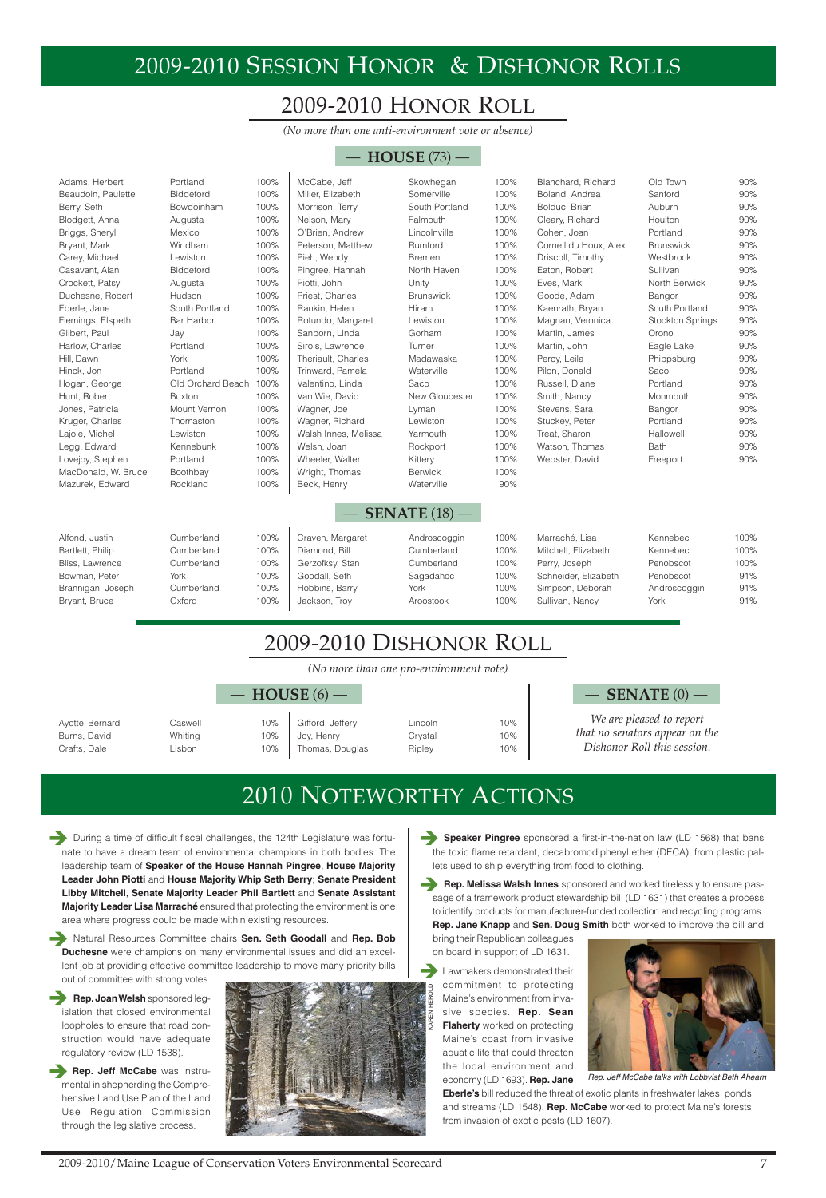# 2009-2010 Session Honor & Dishonor Rolls

## 2009-2010 Honor Roll

*(No more than one anti-environment vote or absence)*

### — HOUSE (73) —

| Name | Town | Score |
|---|---|---|
| Adams, Herbert | Portland | 100% |
| Beaudoin, Paulette | Biddeford | 100% |
| Berry, Seth | Bowdoinham | 100% |
| Blodgett, Anna | Augusta | 100% |
| Briggs, Sheryl | Mexico | 100% |
| Bryant, Mark | Windham | 100% |
| Carey, Michael | Lewiston | 100% |
| Casavant, Alan | Biddeford | 100% |
| Crockett, Patsy | Augusta | 100% |
| Duchesne, Robert | Hudson | 100% |
| Eberle, Jane | South Portland | 100% |
| Flemings, Elspeth | Bar Harbor | 100% |
| Gilbert, Paul | Jay | 100% |
| Harlow, Charles | Portland | 100% |
| Hill, Dawn | York | 100% |
| Hinck, Jon | Portland | 100% |
| Hogan, George | Old Orchard Beach | 100% |
| Hunt, Robert | Buxton | 100% |
| Jones, Patricia | Mount Vernon | 100% |
| Kruger, Charles | Thomaston | 100% |
| Lajoie, Michel | Lewiston | 100% |
| Legg, Edward | Kennebunk | 100% |
| Lovejoy, Stephen | Portland | 100% |
| MacDonald, W. Bruce | Boothbay | 100% |
| Mazurek, Edward | Rockland | 100% |
| McCabe, Jeff | Skowhegan | 100% |
| Miller, Elizabeth | Somerville | 100% |
| Morrison, Terry | South Portland | 100% |
| Nelson, Mary | Falmouth | 100% |
| O'Brien, Andrew | Lincolnville | 100% |
| Peterson, Matthew | Rumford | 100% |
| Pieh, Wendy | Bremen | 100% |
| Pingree, Hannah | North Haven | 100% |
| Piotti, John | Unity | 100% |
| Priest, Charles | Brunswick | 100% |
| Rankin, Helen | Hiram | 100% |
| Rotundo, Margaret | Lewiston | 100% |
| Sanborn, Linda | Gorham | 100% |
| Sirois, Lawrence | Turner | 100% |
| Theriault, Charles | Madawaska | 100% |
| Trinward, Pamela | Waterville | 100% |
| Valentino, Linda | Saco | 100% |
| Van Wie, David | New Gloucester | 100% |
| Wagner, Joe | Lyman | 100% |
| Wagner, Richard | Lewiston | 100% |
| Walsh Innes, Melissa | Yarmouth | 100% |
| Welsh, Joan | Rockport | 100% |
| Wheeler, Walter | Kittery | 100% |
| Wright, Thomas | Berwick | 100% |
| Beck, Henry | Waterville | 90% |
| Blanchard, Richard | Old Town | 90% |
| Boland, Andrea | Sanford | 90% |
| Bolduc, Brian | Auburn | 90% |
| Cleary, Richard | Houlton | 90% |
| Cohen, Joan | Portland | 90% |
| Cornell du Houx, Alex | Brunswick | 90% |
| Driscoll, Timothy | Westbrook | 90% |
| Eaton, Robert | Sullivan | 90% |
| Eves, Mark | North Berwick | 90% |
| Goode, Adam | Bangor | 90% |
| Kaenrath, Bryan | South Portland | 90% |
| Magnan, Veronica | Stockton Springs | 90% |
| Martin, James | Orono | 90% |
| Martin, John | Eagle Lake | 90% |
| Percy, Leila | Phippsburg | 90% |
| Pilon, Donald | Saco | 90% |
| Russell, Diane | Portland | 90% |
| Smith, Nancy | Monmouth | 90% |
| Stevens, Sara | Bangor | 90% |
| Stuckey, Peter | Portland | 90% |
| Treat, Sharon | Hallowell | 90% |
| Watson, Thomas | Bath | 90% |
| Webster, David | Freeport | 90% |

### — SENATE (18) —

| Name | County | Score |
|---|---|---|
| Alfond, Justin | Cumberland | 100% |
| Bartlett, Philip | Cumberland | 100% |
| Bliss, Lawrence | Cumberland | 100% |
| Bowman, Peter | York | 100% |
| Brannigan, Joseph | Cumberland | 100% |
| Bryant, Bruce | Oxford | 100% |
| Craven, Margaret | Androscoggin | 100% |
| Diamond, Bill | Cumberland | 100% |
| Gerzofsky, Stan | Cumberland | 100% |
| Goodall, Seth | Sagadahoc | 100% |
| Hobbins, Barry | York | 100% |
| Jackson, Troy | Aroostook | 100% |
| Marraché, Lisa | Kennebec | 100% |
| Mitchell, Elizabeth | Kennebec | 100% |
| Perry, Joseph | Penobscot | 100% |
| Schneider, Elizabeth | Penobscot | 91% |
| Simpson, Deborah | Androscoggin | 91% |
| Sullivan, Nancy | York | 91% |

## 2009-2010 Dishonor Roll

*(No more than one pro-environment vote)*

### — HOUSE (6) —

| Name | Town | Score |
|---|---|---|
| Ayotte, Bernard | Caswell | 10% |
| Burns, David | Whiting | 10% |
| Crafts, Dale | Lisbon | 10% |
| Gifford, Jeffery | Lincoln | 10% |
| Joy, Henry | Crystal | 10% |
| Thomas, Douglas | Ripley | 10% |

### — SENATE (0) —

*We are pleased to report that no senators appear on the Dishonor Roll this session.*

# 2010 Noteworthy Actions

- During a time of difficult fiscal challenges, the 124th Legislature was fortunate to have a dream team of environmental champions in both bodies. The leadership team of **Speaker of the House Hannah Pingree**, **House Majority Leader John Piotti** and **House Majority Whip Seth Berry**; **Senate President Libby Mitchell**, **Senate Majority Leader Phil Bartlett** and **Senate Assistant Majority Leader Lisa Marraché** ensured that protecting the environment is one area where progress could be made within existing resources.

- Natural Resources Committee chairs **Sen. Seth Goodall** and **Rep. Bob Duchesne** were champions on many environmental issues and did an excellent job at providing effective committee leadership to move many priority bills out of committee with strong votes.

- **Rep. Joan Welsh** sponsored legislation that closed environmental loopholes to ensure that road construction would have adequate regulatory review (LD 1538).

- **Rep. Jeff McCabe** was instrumental in shepherding the Comprehensive Land Use Plan of the Land Use Regulation Commission through the legislative process.

- **Speaker Pingree** sponsored a first-in-the-nation law (LD 1568) that bans the toxic flame retardant, decabromodiphenyl ether (DECA), from plastic pallets used to ship everything from food to clothing.

- **Rep. Melissa Walsh Innes** sponsored and worked tirelessly to ensure passage of a framework product stewardship bill (LD 1631) that creates a process to identify products for manufacturer-funded collection and recycling programs. **Rep. Jane Knapp** and **Sen. Doug Smith** both worked to improve the bill and bring their Republican colleagues on board in support of LD 1631.

- Lawmakers demonstrated their commitment to protecting Maine's environment from invasive species. **Rep. Sean Flaherty** worked on protecting Maine's coast from invasive aquatic life that could threaten the local environment and economy (LD 1693). **Rep. Jane Eberle's** bill reduced the threat of exotic plants in freshwater lakes, ponds and streams (LD 1548). **Rep. McCabe** worked to protect Maine's forests from invasion of exotic pests (LD 1607).

*Rep. Jeff McCabe talks with Lobbyist Beth Ahearn*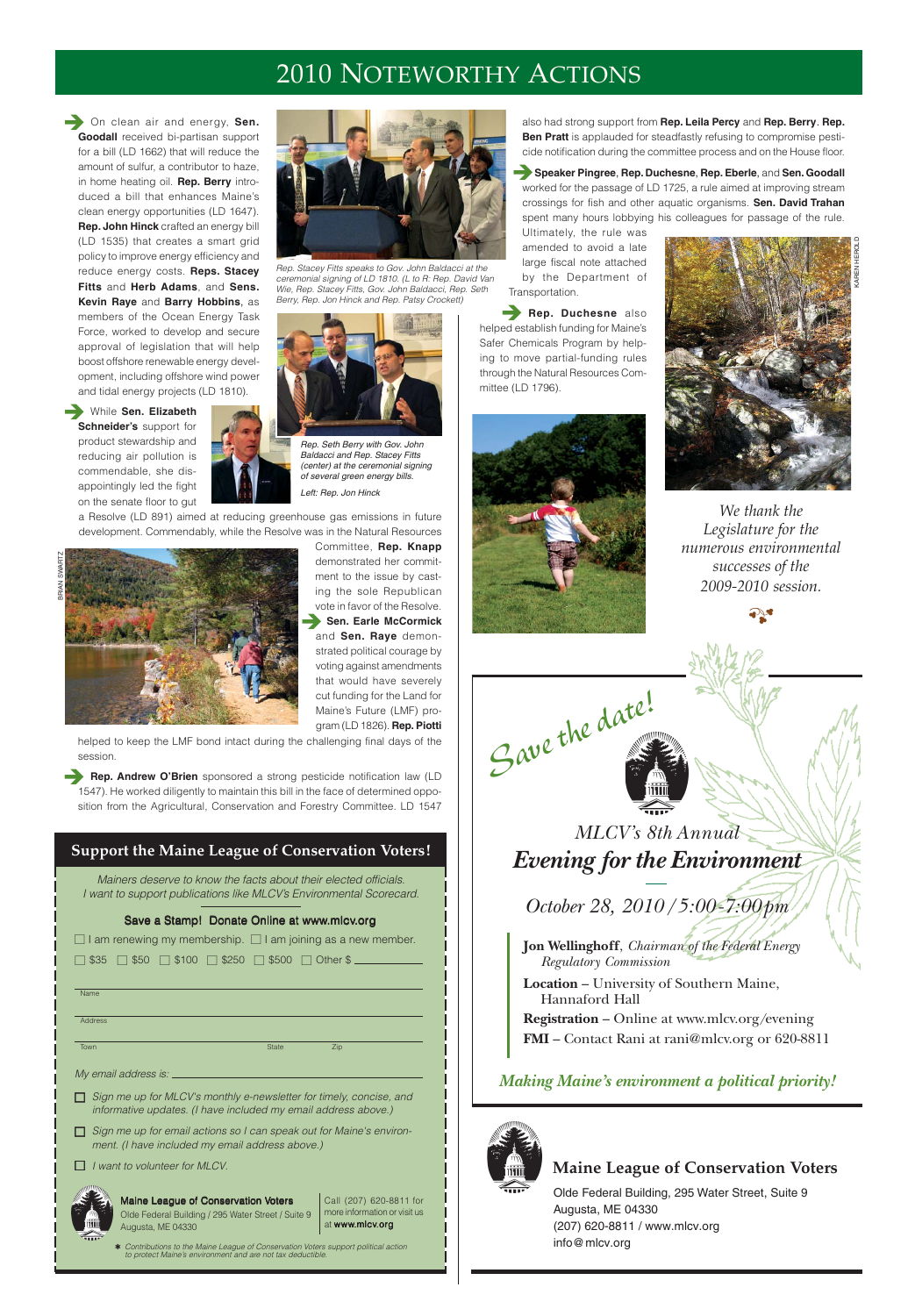# 2010 Noteworthy Actions

On clean air and energy, **Sen. Goodall** received bi-partisan support for a bill (LD 1662) that will reduce the amount of sulfur, a contributor to haze, in home heating oil. **Rep. Berry** introduced a bill that enhances Maine's clean energy opportunities (LD 1647). **Rep. John Hinck** crafted an energy bill (LD 1535) that creates a smart grid policy to improve energy efficiency and reduce energy costs. **Reps. Stacey Fitts** and **Herb Adams**, and **Sens. Kevin Raye** and **Barry Hobbins**, as members of the Ocean Energy Task Force, worked to develop and secure approval of legislation that will help boost offshore renewable energy development, including offshore wind power and tidal energy projects (LD 1810).

Rep. Stacey Fitts speaks to Gov. John Baldacci at the ceremonial signing of LD 1810. (L to R: Rep. David Van Wie, Rep. Stacey Fitts, Gov. John Baldacci, Rep. Seth Berry, Rep. Jon Hinck and Rep. Patsy Crockett)

Rep. Seth Berry with Gov. John Baldacci and Rep. Stacey Fitts (center) at the ceremonial signing of several green energy bills.

Left: Rep. Jon Hinck

While **Sen. Elizabeth Schneider's** support for product stewardship and reducing air pollution is commendable, she disappointingly led the fight on the senate floor to gut a Resolve (LD 891) aimed at reducing greenhouse gas emissions in future development. Commendably, while the Resolve was in the Natural Resources Committee, **Rep. Knapp** demonstrated her commitment to the issue by casting the sole Republican vote in favor of the Resolve.

**Sen. Earle McCormick** and **Sen. Raye** demonstrated political courage by voting against amendments that would have severely cut funding for the Land for Maine's Future (LMF) program (LD 1826). **Rep. Piotti** helped to keep the LMF bond intact during the challenging final days of the session.

BRIAN SWARTZ

**Rep. Andrew O'Brien** sponsored a strong pesticide notification law (LD 1547). He worked diligently to maintain this bill in the face of determined opposition from the Agricultural, Conservation and Forestry Committee. LD 1547 also had strong support from **Rep. Leila Percy** and **Rep. Berry**. **Rep. Ben Pratt** is applauded for steadfastly refusing to compromise pesticide notification during the committee process and on the House floor.

**Speaker Pingree**, **Rep. Duchesne**, **Rep. Eberle**, and **Sen. Goodall** worked for the passage of LD 1725, a rule aimed at improving stream crossings for fish and other aquatic organisms. **Sen. David Trahan** spent many hours lobbying his colleagues for passage of the rule. Ultimately, the rule was amended to avoid a late large fiscal note attached by the Department of Transportation.

**Rep. Duchesne** also helped establish funding for Maine's Safer Chemicals Program by helping to move partial-funding rules through the Natural Resources Committee (LD 1796).

KAREN HEROLD

*We thank the Legislature for the numerous environmental successes of the 2009-2010 session.*

## Support the Maine League of Conservation Voters!

*Mainers deserve to know the facts about their elected officials. I want to support publications like MLCV's Environmental Scorecard.*

**Save a Stamp! Donate Online at www.mlcv.org**

☐ I am renewing my membership. ☐ I am joining as a new member.

☐ $35 ☐ $50 ☐ $100 ☐ $250 ☐ $500 ☐ Other $ ________

Name

Address

Town State Zip

*My email address is:* ________

☐ *Sign me up for MLCV's monthly e-newsletter for timely, concise, and informative updates. (I have included my email address above.)*

☐ *Sign me up for email actions so I can speak out for Maine's environment. (I have included my email address above.)*

☐ *I want to volunteer for MLCV.*

**Maine League of Conservation Voters**
Olde Federal Building / 295 Water Street / Suite 9
Augusta, ME 04330

Call (207) 620-8811 for more information or visit us at **www.mlcv.org**

* *Contributions to the Maine League of Conservation Voters support political action to protect Maine's environment and are not tax deductible.*

*Save the date!*

## *MLCV's 8th Annual* ***Evening for the Environment***

*October 28, 2010 / 5:00-7:00pm*

**Jon Wellinghoff**, *Chairman of the Federal Energy Regulatory Commission*

**Location** – University of Southern Maine, Hannaford Hall

**Registration** – Online at www.mlcv.org/evening

**FMI** – Contact Rani at rani@mlcv.org or 620-8811

***Making Maine's environment a political priority!***

## Maine League of Conservation Voters

Olde Federal Building, 295 Water Street, Suite 9
Augusta, ME 04330
(207) 620-8811 / www.mlcv.org
info@mlcv.org